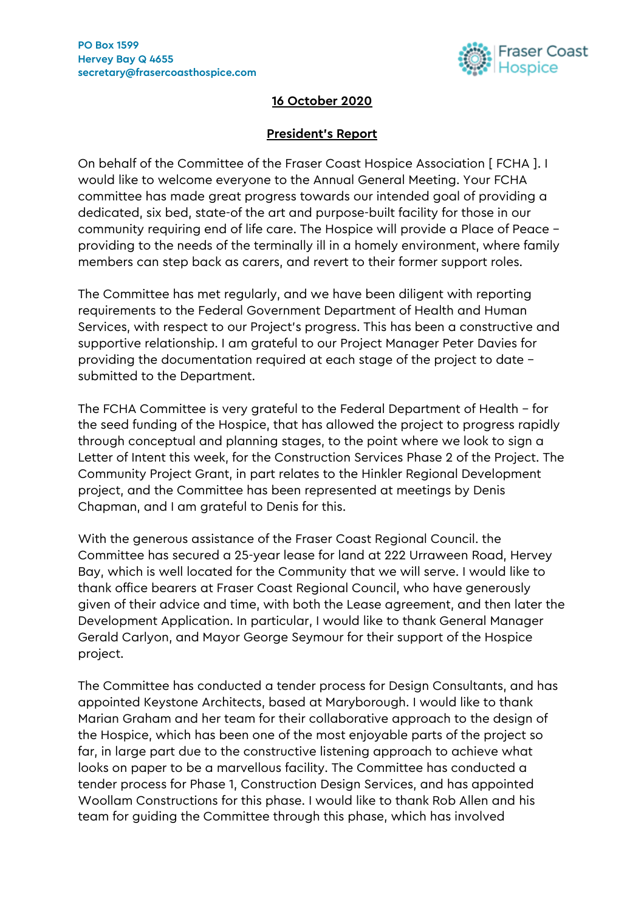PO Box 1599
Hervey Bay Q 4655
secretary@frasercoasthospice.com

Fraser Coast Hospice

**16 October 2020**

**President's Report**

On behalf of the Committee of the Fraser Coast Hospice Association [ FCHA ]. I would like to welcome everyone to the Annual General Meeting. Your FCHA committee has made great progress towards our intended goal of providing a dedicated, six bed, state-of the art and purpose-built facility for those in our community requiring end of life care. The Hospice will provide a Place of Peace – providing to the needs of the terminally ill in a homely environment, where family members can step back as carers, and revert to their former support roles.

The Committee has met regularly, and we have been diligent with reporting requirements to the Federal Government Department of Health and Human Services, with respect to our Project's progress. This has been a constructive and supportive relationship. I am grateful to our Project Manager Peter Davies for providing the documentation required at each stage of the project to date – submitted to the Department.

The FCHA Committee is very grateful to the Federal Department of Health – for the seed funding of the Hospice, that has allowed the project to progress rapidly through conceptual and planning stages, to the point where we look to sign a Letter of Intent this week, for the Construction Services Phase 2 of the Project. The Community Project Grant, in part relates to the Hinkler Regional Development project, and the Committee has been represented at meetings by Denis Chapman, and I am grateful to Denis for this.

With the generous assistance of the Fraser Coast Regional Council. the Committee has secured a 25-year lease for land at 222 Urraween Road, Hervey Bay, which is well located for the Community that we will serve. I would like to thank office bearers at Fraser Coast Regional Council, who have generously given of their advice and time, with both the Lease agreement, and then later the Development Application. In particular, I would like to thank General Manager Gerald Carlyon, and Mayor George Seymour for their support of the Hospice project.

The Committee has conducted a tender process for Design Consultants, and has appointed Keystone Architects, based at Maryborough. I would like to thank Marian Graham and her team for their collaborative approach to the design of the Hospice, which has been one of the most enjoyable parts of the project so far, in large part due to the constructive listening approach to achieve what looks on paper to be a marvellous facility. The Committee has conducted a tender process for Phase 1, Construction Design Services, and has appointed Woollam Constructions for this phase. I would like to thank Rob Allen and his team for guiding the Committee through this phase, which has involved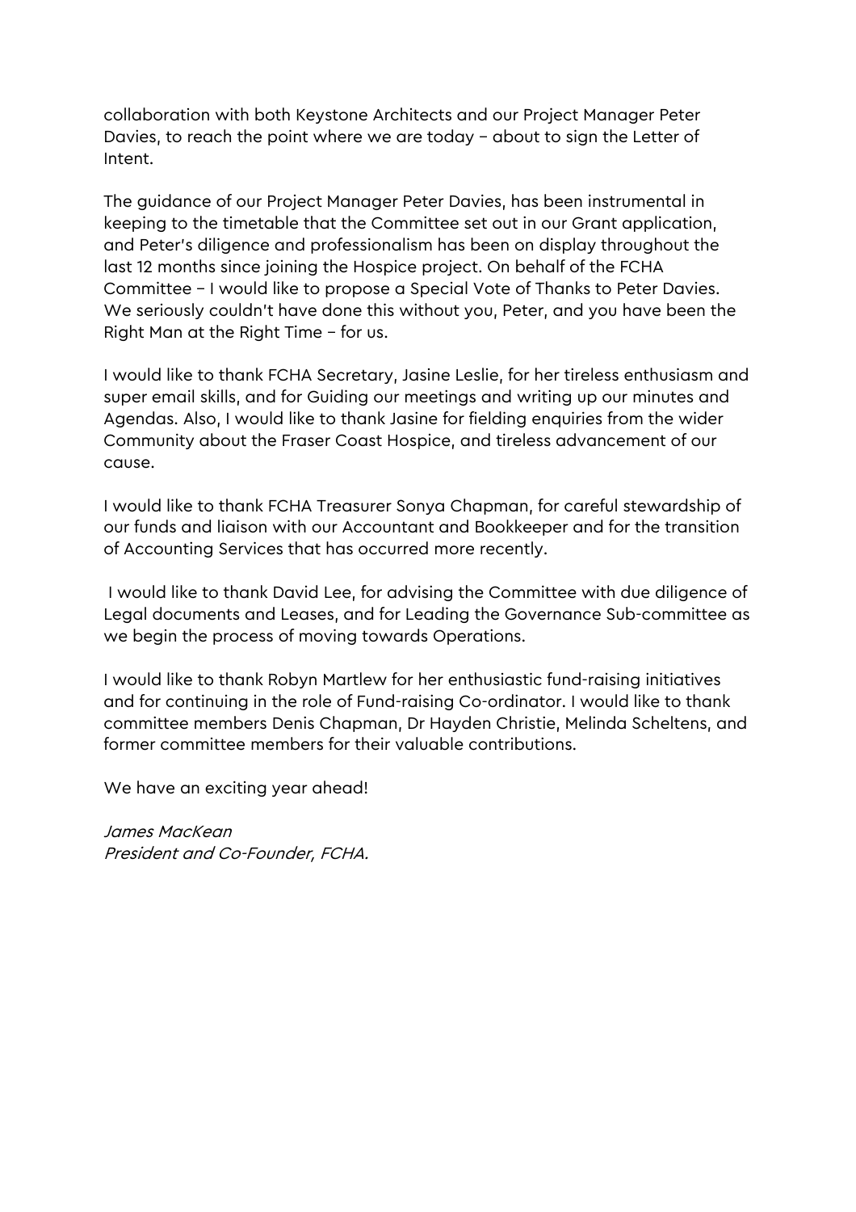collaboration with both Keystone Architects and our Project Manager Peter Davies, to reach the point where we are today – about to sign the Letter of Intent.

The guidance of our Project Manager Peter Davies, has been instrumental in keeping to the timetable that the Committee set out in our Grant application, and Peter's diligence and professionalism has been on display throughout the last 12 months since joining the Hospice project. On behalf of the FCHA Committee – I would like to propose a Special Vote of Thanks to Peter Davies. We seriously couldn't have done this without you, Peter, and you have been the Right Man at the Right Time – for us.

I would like to thank FCHA Secretary, Jasine Leslie, for her tireless enthusiasm and super email skills, and for Guiding our meetings and writing up our minutes and Agendas. Also, I would like to thank Jasine for fielding enquiries from the wider Community about the Fraser Coast Hospice, and tireless advancement of our cause.

I would like to thank FCHA Treasurer Sonya Chapman, for careful stewardship of our funds and liaison with our Accountant and Bookkeeper and for the transition of Accounting Services that has occurred more recently.

I would like to thank David Lee, for advising the Committee with due diligence of Legal documents and Leases, and for Leading the Governance Sub-committee as we begin the process of moving towards Operations.

I would like to thank Robyn Martlew for her enthusiastic fund-raising initiatives and for continuing in the role of Fund-raising Co-ordinator. I would like to thank committee members Denis Chapman, Dr Hayden Christie, Melinda Scheltens, and former committee members for their valuable contributions.

We have an exciting year ahead!

*James MacKean*
*President and Co-Founder, FCHA.*